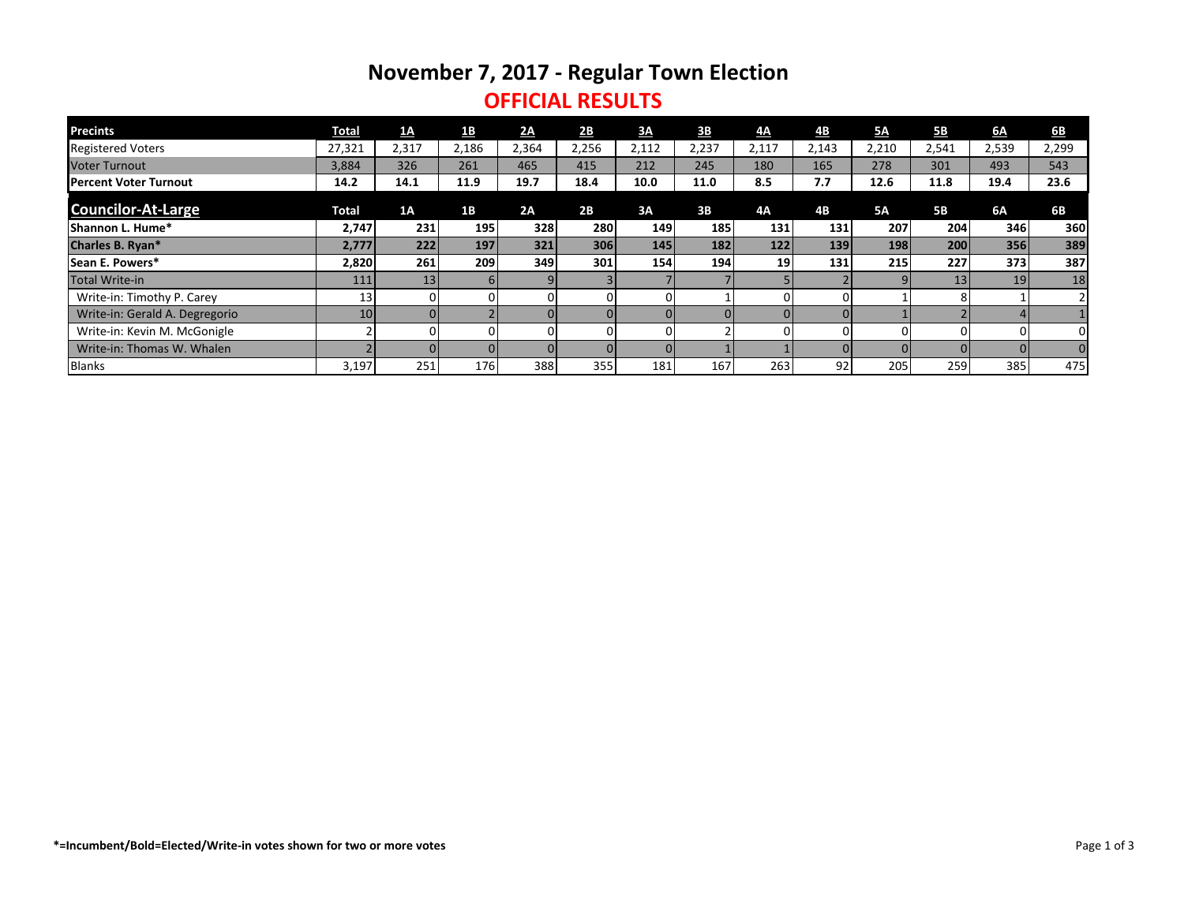# November 7, 2017 - Regular Town Election

## OFFICIAL RESULTS

| Precints | Total | 1A | 1B | 2A | 2B | 3A | 3B | 4A | 4B | 5A | 5B | 6A | 6B |
|---|---|---|---|---|---|---|---|---|---|---|---|---|---|
| Registered Voters | 27,321 | 2,317 | 2,186 | 2,364 | 2,256 | 2,112 | 2,237 | 2,117 | 2,143 | 2,210 | 2,541 | 2,539 | 2,299 |
| Voter Turnout | 3,884 | 326 | 261 | 465 | 415 | 212 | 245 | 180 | 165 | 278 | 301 | 493 | 543 |
| **Percent Voter Turnout** | **14.2** | **14.1** | **11.9** | **19.7** | **18.4** | **10.0** | **11.0** | **8.5** | **7.7** | **12.6** | **11.8** | **19.4** | **23.6** |
| **Councilor-At-Large** | **Total** | **1A** | **1B** | **2A** | **2B** | **3A** | **3B** | **4A** | **4B** | **5A** | **5B** | **6A** | **6B** |
| **Shannon L. Hume*** | **2,747** | **231** | **195** | **328** | **280** | **149** | **185** | **131** | **131** | **207** | **204** | **346** | **360** |
| **Charles B. Ryan*** | **2,777** | **222** | **197** | **321** | **306** | **145** | **182** | **122** | **139** | **198** | **200** | **356** | **389** |
| **Sean E. Powers*** | **2,820** | **261** | **209** | **349** | **301** | **154** | **194** | **19** | **131** | **215** | **227** | **373** | **387** |
| Total Write-in | 111 | 13 | 6 | 9 | 3 | 7 | 7 | 5 | 2 | 9 | 13 | 19 | 18 |
| Write-in: Timothy P. Carey | 13 | 0 | 0 | 0 | 0 | 0 | 1 | 0 | 0 | 1 | 8 | 1 | 2 |
| Write-in: Gerald A. Degregorio | 10 | 0 | 2 | 0 | 0 | 0 | 0 | 0 | 0 | 1 | 2 | 4 | 1 |
| Write-in: Kevin M. McGonigle | 2 | 0 | 0 | 0 | 0 | 0 | 2 | 0 | 0 | 0 | 0 | 0 | 0 |
| Write-in: Thomas W. Whalen | 2 | 0 | 0 | 0 | 0 | 0 | 1 | 1 | 0 | 0 | 0 | 0 | 0 |
| Blanks | 3,197 | 251 | 176 | 388 | 355 | 181 | 167 | 263 | 92 | 205 | 259 | 385 | 475 |

***=Incumbent/Bold=Elected/Write-in votes shown for two or more votes**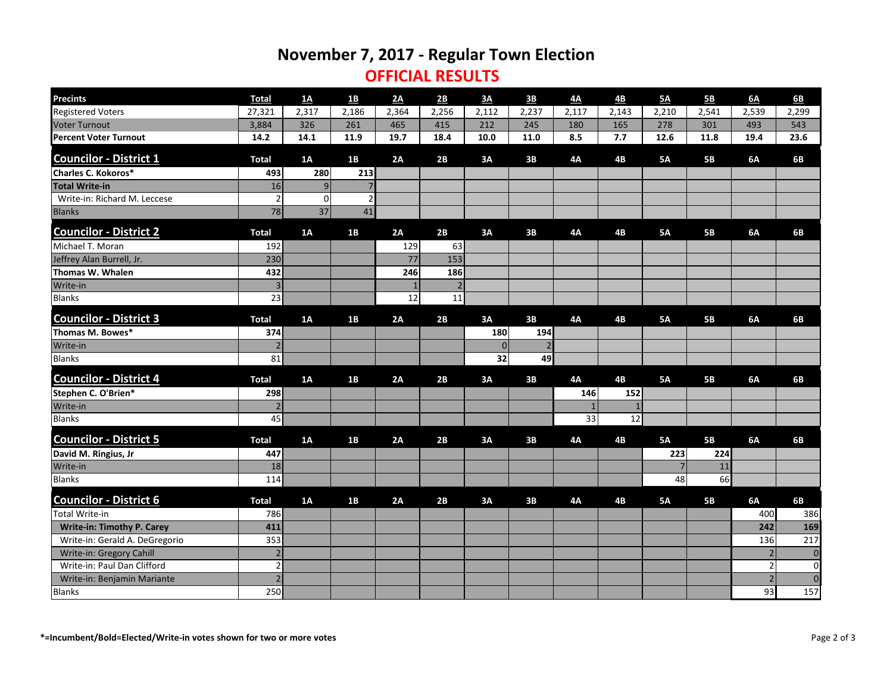# November 7, 2017 - Regular Town Election

## OFFICIAL RESULTS

| Precints | Total | 1A | 1B | 2A | 2B | 3A | 3B | 4A | 4B | 5A | 5B | 6A | 6B |
|---|---|---|---|---|---|---|---|---|---|---|---|---|---|
| Registered Voters | 27,321 | 2,317 | 2,186 | 2,364 | 2,256 | 2,112 | 2,237 | 2,117 | 2,143 | 2,210 | 2,541 | 2,539 | 2,299 |
| Voter Turnout | 3,884 | 326 | 261 | 465 | 415 | 212 | 245 | 180 | 165 | 278 | 301 | 493 | 543 |
| **Percent Voter Turnout** | **14.2** | **14.1** | **11.9** | **19.7** | **18.4** | **10.0** | **11.0** | **8.5** | **7.7** | **12.6** | **11.8** | **19.4** | **23.6** |

| Councilor - District 1 | Total | 1A | 1B | 2A | 2B | 3A | 3B | 4A | 4B | 5A | 5B | 6A | 6B |
|---|---|---|---|---|---|---|---|---|---|---|---|---|---|
| **Charles C. Kokoros*** | **493** | **280** | **213** | | | | | | | | | | |
| **Total Write-in** | 16 | 9 | 7 | | | | | | | | | | |
| Write-in: Richard M. Leccese | 2 | 0 | 2 | | | | | | | | | | |
| Blanks | 78 | 37 | 41 | | | | | | | | | | |

| Councilor - District 2 | Total | 1A | 1B | 2A | 2B | 3A | 3B | 4A | 4B | 5A | 5B | 6A | 6B |
|---|---|---|---|---|---|---|---|---|---|---|---|---|---|
| Michael T. Moran | 192 | | | 129 | 63 | | | | | | | | |
| Jeffrey Alan Burrell, Jr. | 230 | | | 77 | 153 | | | | | | | | |
| **Thomas W. Whalen** | **432** | | | **246** | **186** | | | | | | | | |
| Write-in | 3 | | | 1 | 2 | | | | | | | | |
| Blanks | 23 | | | 12 | 11 | | | | | | | | |

| Councilor - District 3 | Total | 1A | 1B | 2A | 2B | 3A | 3B | 4A | 4B | 5A | 5B | 6A | 6B |
|---|---|---|---|---|---|---|---|---|---|---|---|---|---|
| **Thomas M. Bowes*** | **374** | | | | | **180** | **194** | | | | | | |
| Write-in | 2 | | | | | 0 | 2 | | | | | | |
| Blanks | 81 | | | | | 32 | 49 | | | | | | |

| Councilor - District 4 | Total | 1A | 1B | 2A | 2B | 3A | 3B | 4A | 4B | 5A | 5B | 6A | 6B |
|---|---|---|---|---|---|---|---|---|---|---|---|---|---|
| **Stephen C. O'Brien*** | **298** | | | | | | | **146** | **152** | | | | |
| Write-in | 2 | | | | | | | 1 | 1 | | | | |
| Blanks | 45 | | | | | | | 33 | 12 | | | | |

| Councilor - District 5 | Total | 1A | 1B | 2A | 2B | 3A | 3B | 4A | 4B | 5A | 5B | 6A | 6B |
|---|---|---|---|---|---|---|---|---|---|---|---|---|---|
| **David M. Ringius, Jr** | **447** | | | | | | | | | **223** | **224** | | |
| Write-in | 18 | | | | | | | | | 7 | 11 | | |
| Blanks | 114 | | | | | | | | | 48 | 66 | | |

| Councilor - District 6 | Total | 1A | 1B | 2A | 2B | 3A | 3B | 4A | 4B | 5A | 5B | 6A | 6B |
|---|---|---|---|---|---|---|---|---|---|---|---|---|---|
| Total Write-in | 786 | | | | | | | | | | | 400 | 386 |
| **Write-in: Timothy P. Carey** | **411** | | | | | | | | | | | **242** | **169** |
| Write-in: Gerald A. DeGregorio | 353 | | | | | | | | | | | 136 | 217 |
| Write-in: Gregory Cahill | 2 | | | | | | | | | | | 2 | 0 |
| Write-in: Paul Dan Clifford | 2 | | | | | | | | | | | 2 | 0 |
| Write-in: Benjamin Mariante | 2 | | | | | | | | | | | 2 | 0 |
| Blanks | 250 | | | | | | | | | | | 93 | 157 |

***=Incumbent/Bold=Elected/Write-in votes shown for two or more votes**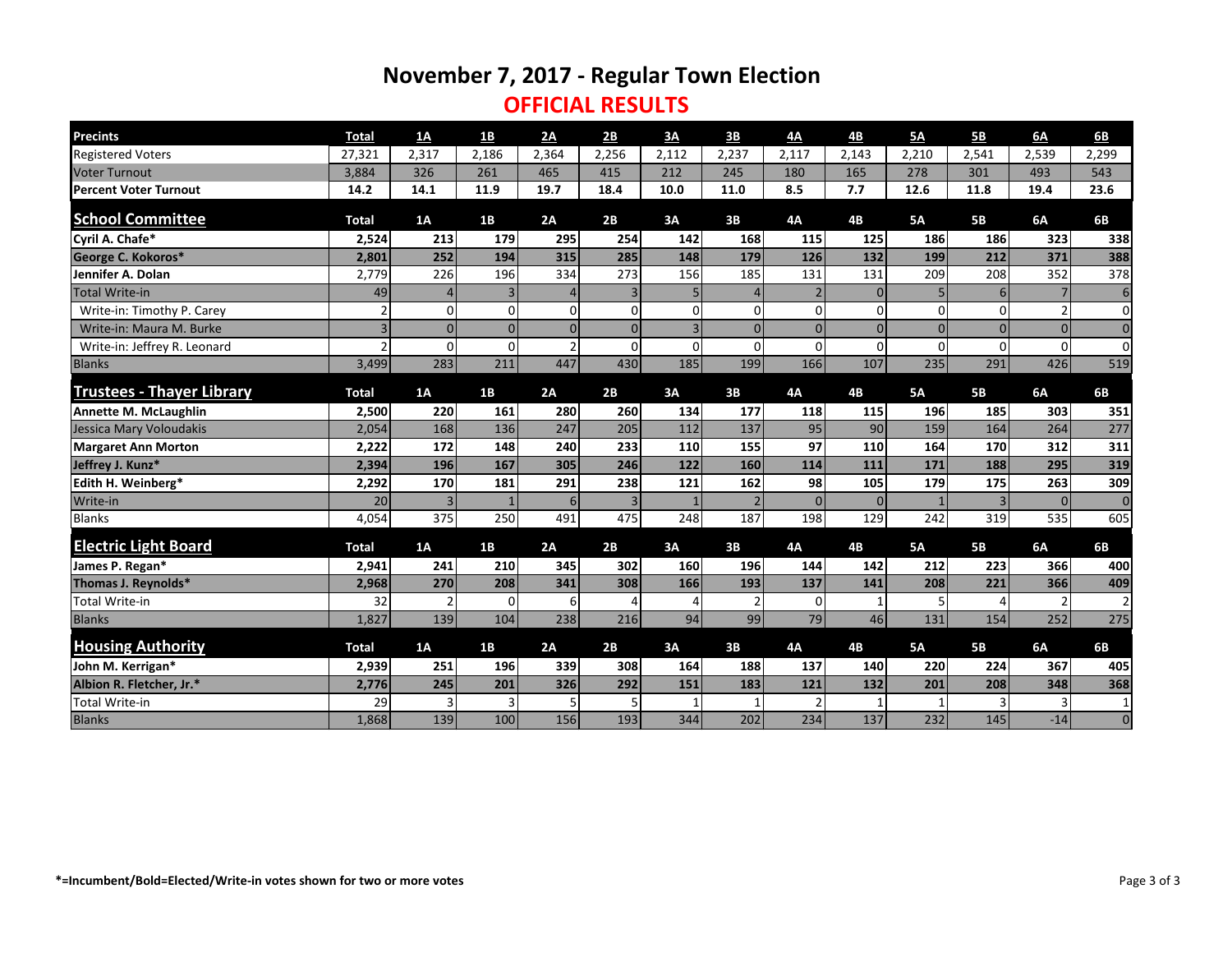# November 7, 2017 - Regular Town Election

## OFFICIAL RESULTS

| Precincts | Total | 1A | 1B | 2A | 2B | 3A | 3B | 4A | 4B | 5A | 5B | 6A | 6B |
|---|---|---|---|---|---|---|---|---|---|---|---|---|---|
| Registered Voters | 27,321 | 2,317 | 2,186 | 2,364 | 2,256 | 2,112 | 2,237 | 2,117 | 2,143 | 2,210 | 2,541 | 2,539 | 2,299 |
| Voter Turnout | 3,884 | 326 | 261 | 465 | 415 | 212 | 245 | 180 | 165 | 278 | 301 | 493 | 543 |
| **Percent Voter Turnout** | **14.2** | **14.1** | **11.9** | **19.7** | **18.4** | **10.0** | **11.0** | **8.5** | **7.7** | **12.6** | **11.8** | **19.4** | **23.6** |

| School Committee | Total | 1A | 1B | 2A | 2B | 3A | 3B | 4A | 4B | 5A | 5B | 6A | 6B |
|---|---|---|---|---|---|---|---|---|---|---|---|---|---|
| **Cyril A. Chafe*** | **2,524** | **213** | **179** | **295** | **254** | **142** | **168** | **115** | **125** | **186** | **186** | **323** | **338** |
| **George C. Kokoros*** | **2,801** | **252** | **194** | **315** | **285** | **148** | **179** | **126** | **132** | **199** | **212** | **371** | **388** |
| **Jennifer A. Dolan** | 2,779 | 226 | 196 | 334 | 273 | 156 | 185 | 131 | 131 | 209 | 208 | 352 | 378 |
| Total Write-in | 49 | 4 | 3 | 4 | 3 | 5 | 4 | 2 | 0 | 5 | 6 | 7 | 6 |
| Write-in: Timothy P. Carey | 2 | 0 | 0 | 0 | 0 | 0 | 0 | 0 | 0 | 0 | 0 | 2 | 0 |
| Write-in: Maura M. Burke | 3 | 0 | 0 | 0 | 0 | 3 | 0 | 0 | 0 | 0 | 0 | 0 | 0 |
| Write-in: Jeffrey R. Leonard | 2 | 0 | 0 | 2 | 0 | 0 | 0 | 0 | 0 | 0 | 0 | 0 | 0 |
| Blanks | 3,499 | 283 | 211 | 447 | 430 | 185 | 199 | 166 | 107 | 235 | 291 | 426 | 519 |

| Trustees - Thayer Library | Total | 1A | 1B | 2A | 2B | 3A | 3B | 4A | 4B | 5A | 5B | 6A | 6B |
|---|---|---|---|---|---|---|---|---|---|---|---|---|---|
| **Annette M. McLaughlin** | **2,500** | **220** | **161** | **280** | **260** | **134** | **177** | **118** | **115** | **196** | **185** | **303** | **351** |
| Jessica Mary Voloudakis | 2,054 | 168 | 136 | 247 | 205 | 112 | 137 | 95 | 90 | 159 | 164 | 264 | 277 |
| **Margaret Ann Morton** | **2,222** | **172** | **148** | **240** | **233** | **110** | **155** | **97** | **110** | **164** | **170** | **312** | **311** |
| **Jeffrey J. Kunz*** | **2,394** | **196** | **167** | **305** | **246** | **122** | **160** | **114** | **111** | **171** | **188** | **295** | **319** |
| **Edith H. Weinberg*** | **2,292** | **170** | **181** | **291** | **238** | **121** | **162** | **98** | **105** | **179** | **175** | **263** | **309** |
| Write-in | 20 | 3 | 1 | 6 | 3 | 1 | 2 | 0 | 0 | 1 | 3 | 0 | 0 |
| Blanks | 4,054 | 375 | 250 | 491 | 475 | 248 | 187 | 198 | 129 | 242 | 319 | 535 | 605 |

| Electric Light Board | Total | 1A | 1B | 2A | 2B | 3A | 3B | 4A | 4B | 5A | 5B | 6A | 6B |
|---|---|---|---|---|---|---|---|---|---|---|---|---|---|
| **James P. Regan*** | **2,941** | **241** | **210** | **345** | **302** | **160** | **196** | **144** | **142** | **212** | **223** | **366** | **400** |
| **Thomas J. Reynolds*** | **2,968** | **270** | **208** | **341** | **308** | **166** | **193** | **137** | **141** | **208** | **221** | **366** | **409** |
| Total Write-in | 32 | 2 | 0 | 6 | 4 | 4 | 2 | 0 | 1 | 5 | 4 | 2 | 2 |
| Blanks | 1,827 | 139 | 104 | 238 | 216 | 94 | 99 | 79 | 46 | 131 | 154 | 252 | 275 |

| Housing Authority | Total | 1A | 1B | 2A | 2B | 3A | 3B | 4A | 4B | 5A | 5B | 6A | 6B |
|---|---|---|---|---|---|---|---|---|---|---|---|---|---|
| **John M. Kerrigan*** | **2,939** | **251** | **196** | **339** | **308** | **164** | **188** | **137** | **140** | **220** | **224** | **367** | **405** |
| **Albion R. Fletcher, Jr.*** | **2,776** | **245** | **201** | **326** | **292** | **151** | **183** | **121** | **132** | **201** | **208** | **348** | **368** |
| Total Write-in | 29 | 3 | 3 | 5 | 5 | 1 | 1 | 2 | 1 | 1 | 3 | 3 | 1 |
| Blanks | 1,868 | 139 | 100 | 156 | 193 | 344 | 202 | 234 | 137 | 232 | 145 | -14 | 0 |

**\*=Incumbent/Bold=Elected/Write-in votes shown for two or more votes**